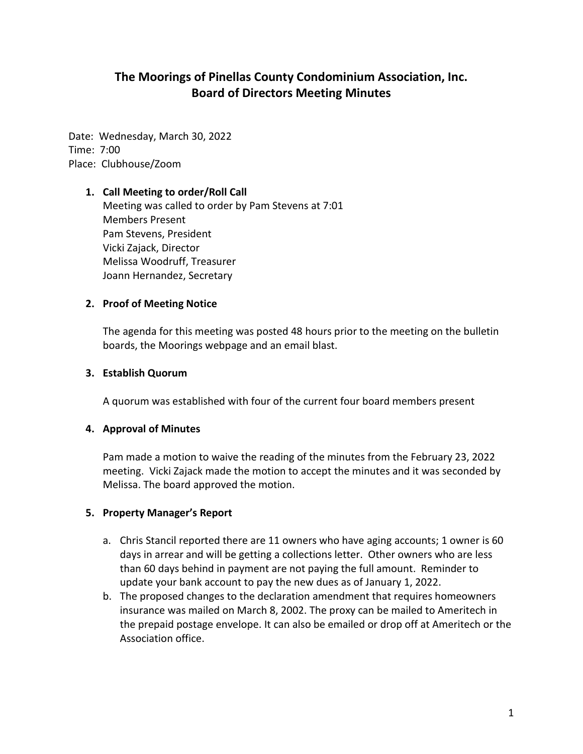# The Moorings of Pinellas County Condominium Association, Inc.
## Board of Directors Meeting Minutes

Date: Wednesday, March 30, 2022
Time: 7:00
Place: Clubhouse/Zoom

1. **Call Meeting to order/Roll Call**
   Meeting was called to order by Pam Stevens at 7:01
   Members Present
   Pam Stevens, President
   Vicki Zajack, Director
   Melissa Woodruff, Treasurer
   Joann Hernandez, Secretary

2. **Proof of Meeting Notice**

   The agenda for this meeting was posted 48 hours prior to the meeting on the bulletin boards, the Moorings webpage and an email blast.

3. **Establish Quorum**

   A quorum was established with four of the current four board members present

4. **Approval of Minutes**

   Pam made a motion to waive the reading of the minutes from the February 23, 2022 meeting. Vicki Zajack made the motion to accept the minutes and it was seconded by Melissa. The board approved the motion.

5. **Property Manager's Report**

   a. Chris Stancil reported there are 11 owners who have aging accounts; 1 owner is 60 days in arrear and will be getting a collections letter. Other owners who are less than 60 days behind in payment are not paying the full amount. Reminder to update your bank account to pay the new dues as of January 1, 2022.
   b. The proposed changes to the declaration amendment that requires homeowners insurance was mailed on March 8, 2002. The proxy can be mailed to Ameritech in the prepaid postage envelope. It can also be emailed or drop off at Ameritech or the Association office.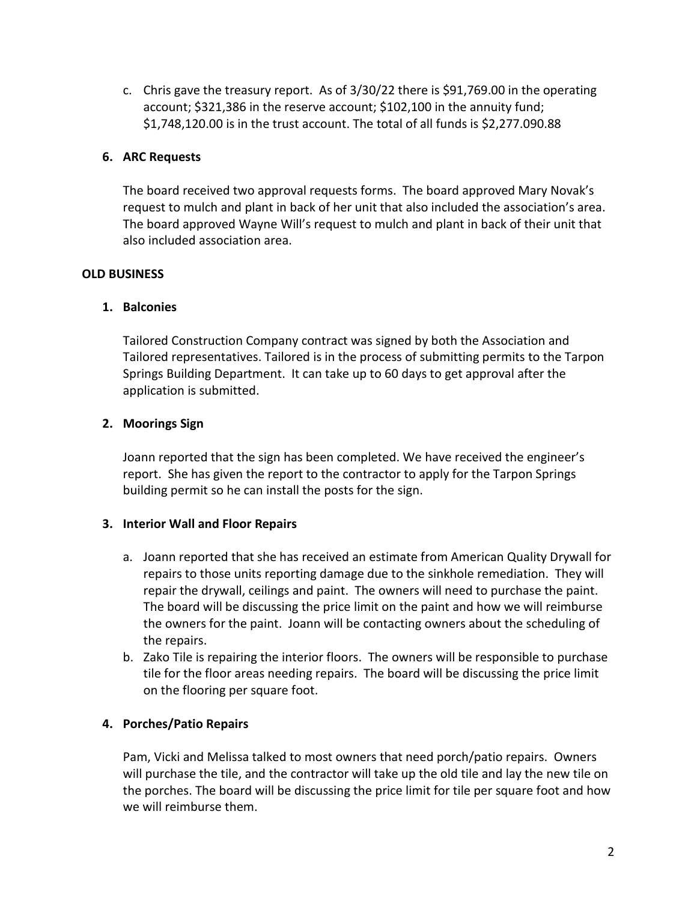c. Chris gave the treasury report. As of 3/30/22 there is $91,769.00 in the operating account; $321,386 in the reserve account; $102,100 in the annuity fund; $1,748,120.00 is in the trust account. The total of all funds is $2,277.090.88

**6. ARC Requests**

The board received two approval requests forms. The board approved Mary Novak's request to mulch and plant in back of her unit that also included the association's area. The board approved Wayne Will's request to mulch and plant in back of their unit that also included association area.

**OLD BUSINESS**

**1. Balconies**

Tailored Construction Company contract was signed by both the Association and Tailored representatives. Tailored is in the process of submitting permits to the Tarpon Springs Building Department. It can take up to 60 days to get approval after the application is submitted.

**2. Moorings Sign**

Joann reported that the sign has been completed. We have received the engineer's report. She has given the report to the contractor to apply for the Tarpon Springs building permit so he can install the posts for the sign.

**3. Interior Wall and Floor Repairs**

a. Joann reported that she has received an estimate from American Quality Drywall for repairs to those units reporting damage due to the sinkhole remediation. They will repair the drywall, ceilings and paint. The owners will need to purchase the paint. The board will be discussing the price limit on the paint and how we will reimburse the owners for the paint. Joann will be contacting owners about the scheduling of the repairs.
b. Zako Tile is repairing the interior floors. The owners will be responsible to purchase tile for the floor areas needing repairs. The board will be discussing the price limit on the flooring per square foot.

**4. Porches/Patio Repairs**

Pam, Vicki and Melissa talked to most owners that need porch/patio repairs. Owners will purchase the tile, and the contractor will take up the old tile and lay the new tile on the porches. The board will be discussing the price limit for tile per square foot and how we will reimburse them.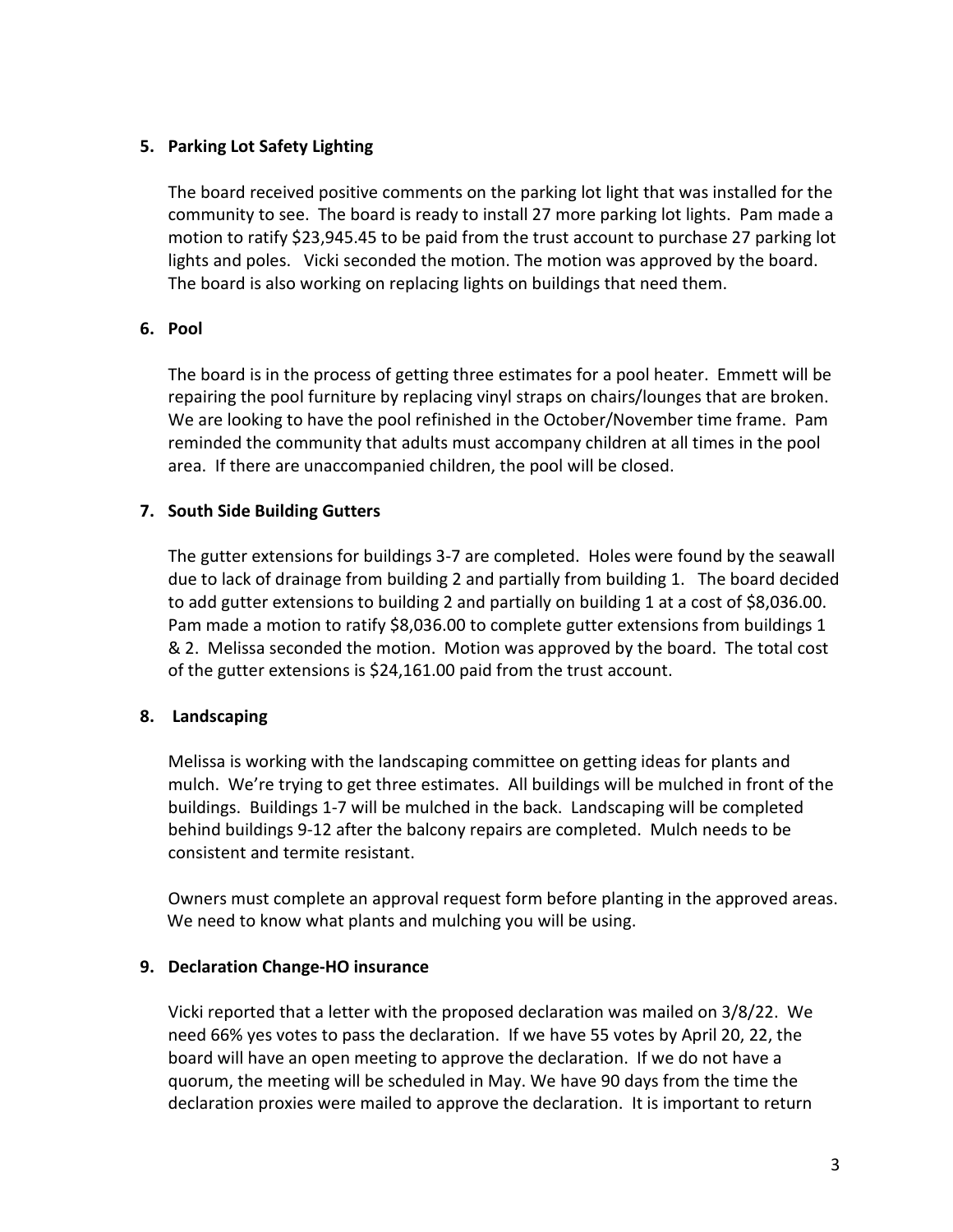5. **Parking Lot Safety Lighting**

   The board received positive comments on the parking lot light that was installed for the community to see. The board is ready to install 27 more parking lot lights. Pam made a motion to ratify $23,945.45 to be paid from the trust account to purchase 27 parking lot lights and poles. Vicki seconded the motion. The motion was approved by the board. The board is also working on replacing lights on buildings that need them.

6. **Pool**

   The board is in the process of getting three estimates for a pool heater. Emmett will be repairing the pool furniture by replacing vinyl straps on chairs/lounges that are broken. We are looking to have the pool refinished in the October/November time frame. Pam reminded the community that adults must accompany children at all times in the pool area. If there are unaccompanied children, the pool will be closed.

7. **South Side Building Gutters**

   The gutter extensions for buildings 3-7 are completed. Holes were found by the seawall due to lack of drainage from building 2 and partially from building 1. The board decided to add gutter extensions to building 2 and partially on building 1 at a cost of $8,036.00. Pam made a motion to ratify $8,036.00 to complete gutter extensions from buildings 1 & 2. Melissa seconded the motion. Motion was approved by the board. The total cost of the gutter extensions is $24,161.00 paid from the trust account.

8. **Landscaping**

   Melissa is working with the landscaping committee on getting ideas for plants and mulch. We're trying to get three estimates. All buildings will be mulched in front of the buildings. Buildings 1-7 will be mulched in the back. Landscaping will be completed behind buildings 9-12 after the balcony repairs are completed. Mulch needs to be consistent and termite resistant.

   Owners must complete an approval request form before planting in the approved areas. We need to know what plants and mulching you will be using.

9. **Declaration Change-HO insurance**

   Vicki reported that a letter with the proposed declaration was mailed on 3/8/22. We need 66% yes votes to pass the declaration. If we have 55 votes by April 20, 22, the board will have an open meeting to approve the declaration. If we do not have a quorum, the meeting will be scheduled in May. We have 90 days from the time the declaration proxies were mailed to approve the declaration. It is important to return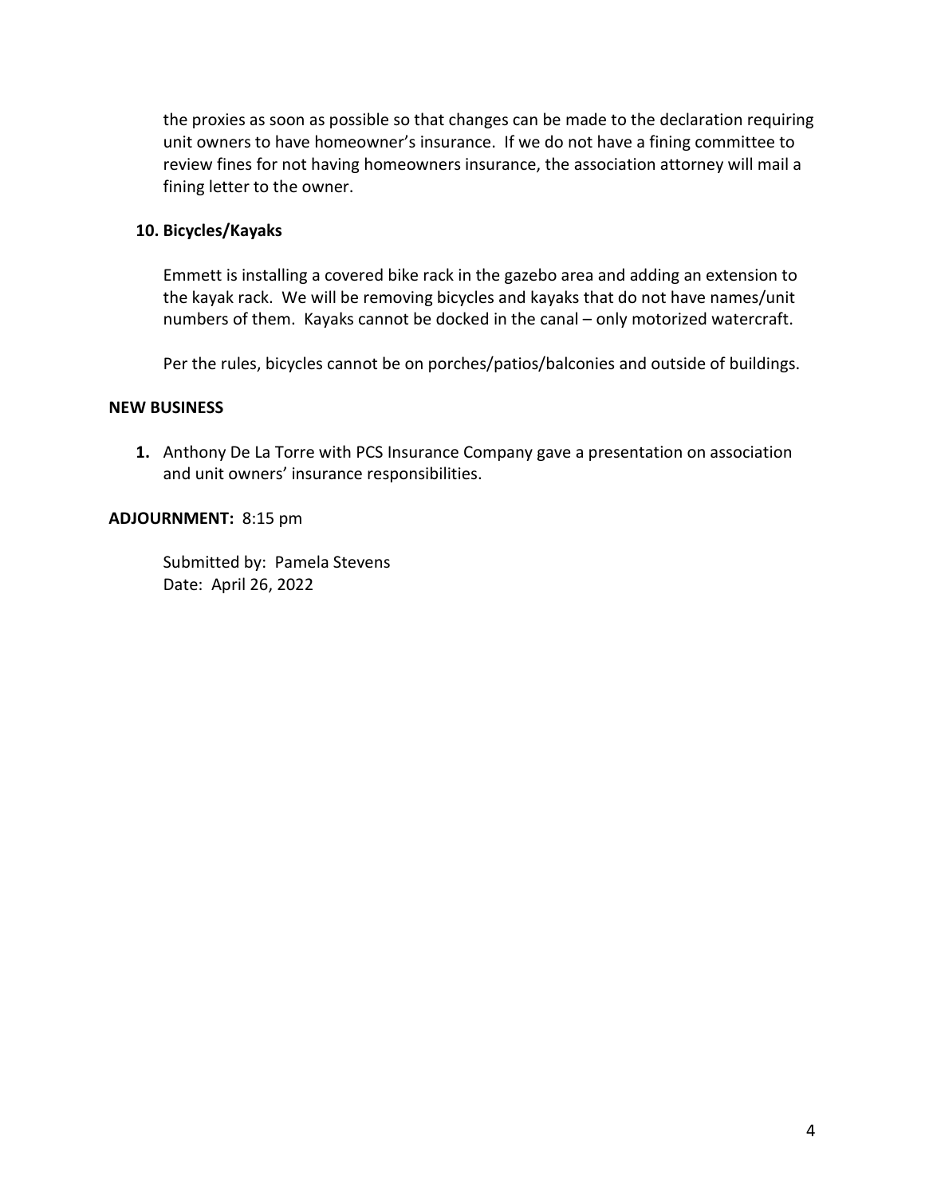the proxies as soon as possible so that changes can be made to the declaration requiring unit owners to have homeowner's insurance. If we do not have a fining committee to review fines for not having homeowners insurance, the association attorney will mail a fining letter to the owner.

**10. Bicycles/Kayaks**

Emmett is installing a covered bike rack in the gazebo area and adding an extension to the kayak rack. We will be removing bicycles and kayaks that do not have names/unit numbers of them. Kayaks cannot be docked in the canal – only motorized watercraft.

Per the rules, bicycles cannot be on porches/patios/balconies and outside of buildings.

**NEW BUSINESS**

1. Anthony De La Torre with PCS Insurance Company gave a presentation on association and unit owners' insurance responsibilities.

**ADJOURNMENT:** 8:15 pm

Submitted by: Pamela Stevens
Date: April 26, 2022